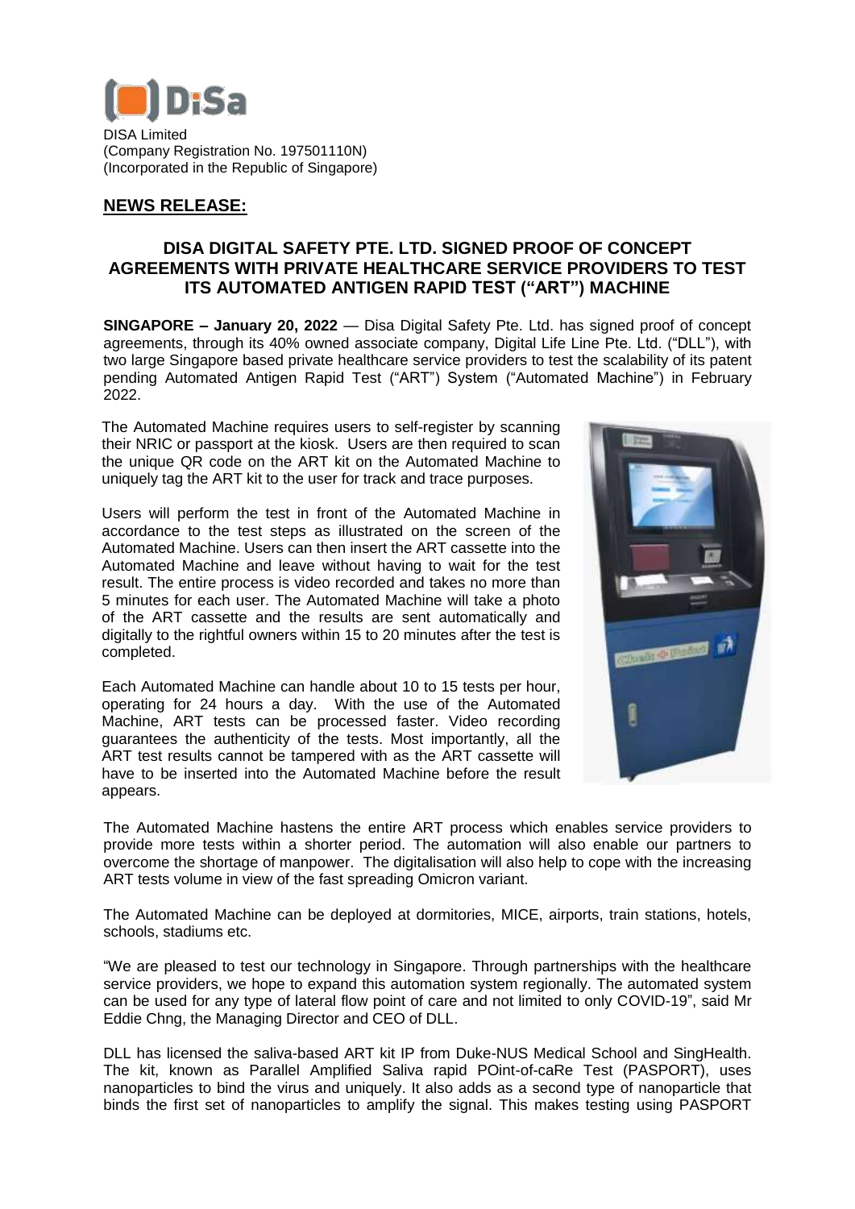DISA Limited
(Company Registration No. 197501110N)
(Incorporated in the Republic of Singapore)

## NEWS RELEASE:

# DISA DIGITAL SAFETY PTE. LTD. SIGNED PROOF OF CONCEPT AGREEMENTS WITH PRIVATE HEALTHCARE SERVICE PROVIDERS TO TEST ITS AUTOMATED ANTIGEN RAPID TEST ("ART") MACHINE

**SINGAPORE – January 20, 2022** — Disa Digital Safety Pte. Ltd. has signed proof of concept agreements, through its 40% owned associate company, Digital Life Line Pte. Ltd. ("DLL"), with two large Singapore based private healthcare service providers to test the scalability of its patent pending Automated Antigen Rapid Test ("ART") System ("Automated Machine") in February 2022.

The Automated Machine requires users to self-register by scanning their NRIC or passport at the kiosk. Users are then required to scan the unique QR code on the ART kit on the Automated Machine to uniquely tag the ART kit to the user for track and trace purposes.

Users will perform the test in front of the Automated Machine in accordance to the test steps as illustrated on the screen of the Automated Machine. Users can then insert the ART cassette into the Automated Machine and leave without having to wait for the test result. The entire process is video recorded and takes no more than 5 minutes for each user. The Automated Machine will take a photo of the ART cassette and the results are sent automatically and digitally to the rightful owners within 15 to 20 minutes after the test is completed.

Each Automated Machine can handle about 10 to 15 tests per hour, operating for 24 hours a day. With the use of the Automated Machine, ART tests can be processed faster. Video recording guarantees the authenticity of the tests. Most importantly, all the ART test results cannot be tampered with as the ART cassette will have to be inserted into the Automated Machine before the result appears.

The Automated Machine hastens the entire ART process which enables service providers to provide more tests within a shorter period. The automation will also enable our partners to overcome the shortage of manpower. The digitalisation will also help to cope with the increasing ART tests volume in view of the fast spreading Omicron variant.

The Automated Machine can be deployed at dormitories, MICE, airports, train stations, hotels, schools, stadiums etc.

"We are pleased to test our technology in Singapore. Through partnerships with the healthcare service providers, we hope to expand this automation system regionally. The automated system can be used for any type of lateral flow point of care and not limited to only COVID-19", said Mr Eddie Chng, the Managing Director and CEO of DLL.

DLL has licensed the saliva-based ART kit IP from Duke-NUS Medical School and SingHealth. The kit, known as Parallel Amplified Saliva rapid POint-of-caRe Test (PASPORT), uses nanoparticles to bind the virus and uniquely. It also adds as a second type of nanoparticle that binds the first set of nanoparticles to amplify the signal. This makes testing using PASPORT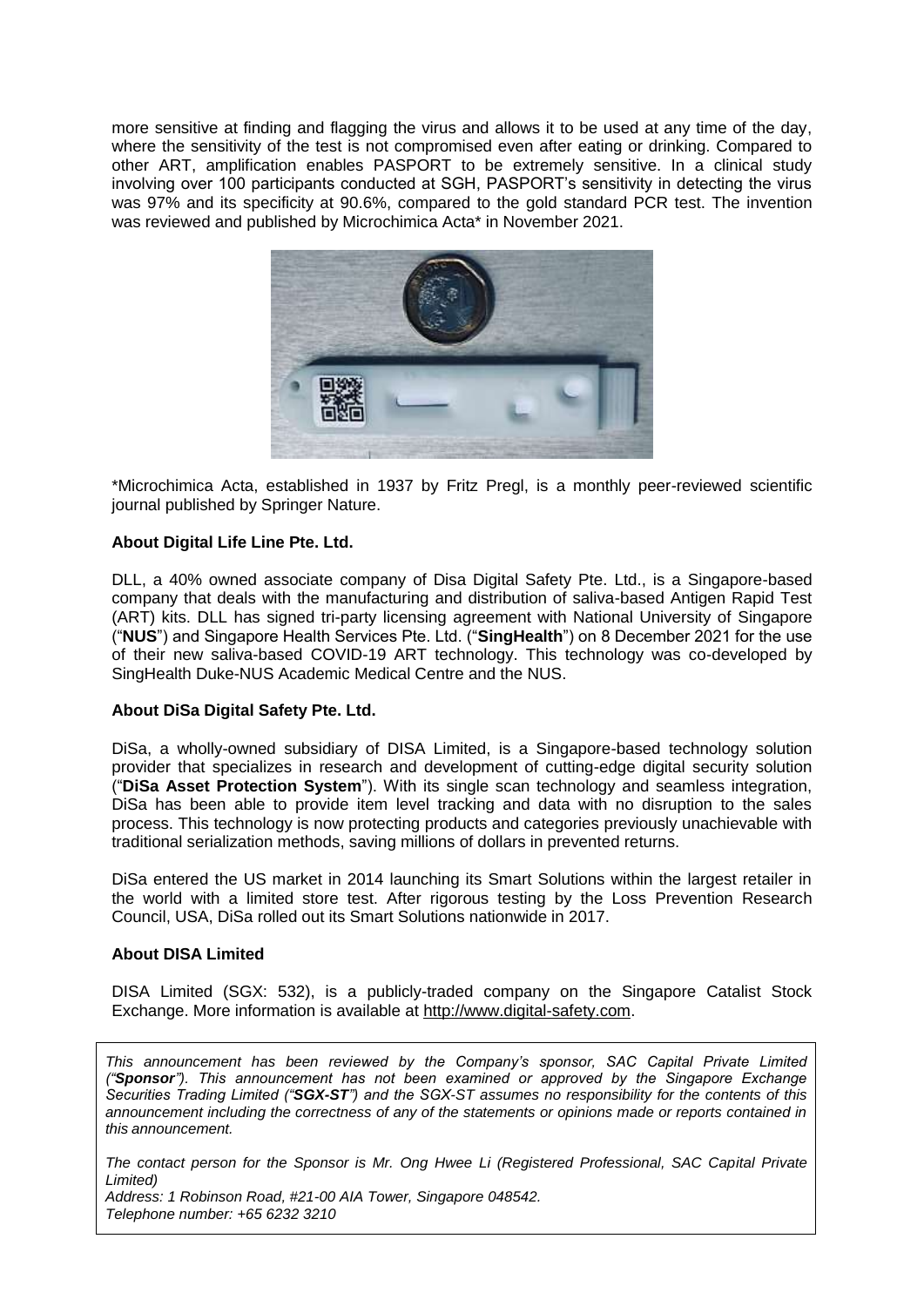more sensitive at finding and flagging the virus and allows it to be used at any time of the day, where the sensitivity of the test is not compromised even after eating or drinking. Compared to other ART, amplification enables PASPORT to be extremely sensitive. In a clinical study involving over 100 participants conducted at SGH, PASPORT's sensitivity in detecting the virus was 97% and its specificity at 90.6%, compared to the gold standard PCR test. The invention was reviewed and published by Microchimica Acta* in November 2021.

*Microchimica Acta, established in 1937 by Fritz Pregl, is a monthly peer-reviewed scientific journal published by Springer Nature.

**About Digital Life Line Pte. Ltd.**

DLL, a 40% owned associate company of Disa Digital Safety Pte. Ltd., is a Singapore-based company that deals with the manufacturing and distribution of saliva-based Antigen Rapid Test (ART) kits. DLL has signed tri-party licensing agreement with National University of Singapore ("**NUS**") and Singapore Health Services Pte. Ltd. ("**SingHealth**") on 8 December 2021 for the use of their new saliva-based COVID-19 ART technology. This technology was co-developed by SingHealth Duke-NUS Academic Medical Centre and the NUS.

**About DiSa Digital Safety Pte. Ltd.**

DiSa, a wholly-owned subsidiary of DISA Limited, is a Singapore-based technology solution provider that specializes in research and development of cutting-edge digital security solution ("**DiSa Asset Protection System**"). With its single scan technology and seamless integration, DiSa has been able to provide item level tracking and data with no disruption to the sales process. This technology is now protecting products and categories previously unachievable with traditional serialization methods, saving millions of dollars in prevented returns.

DiSa entered the US market in 2014 launching its Smart Solutions within the largest retailer in the world with a limited store test. After rigorous testing by the Loss Prevention Research Council, USA, DiSa rolled out its Smart Solutions nationwide in 2017.

**About DISA Limited**

DISA Limited (SGX: 532), is a publicly-traded company on the Singapore Catalist Stock Exchange. More information is available at http://www.digital-safety.com.

*This announcement has been reviewed by the Company's sponsor, SAC Capital Private Limited ("**Sponsor**"). This announcement has not been examined or approved by the Singapore Exchange Securities Trading Limited ("**SGX-ST**") and the SGX-ST assumes no responsibility for the contents of this announcement including the correctness of any of the statements or opinions made or reports contained in this announcement.*

*The contact person for the Sponsor is Mr. Ong Hwee Li (Registered Professional, SAC Capital Private Limited)*
*Address: 1 Robinson Road, #21-00 AIA Tower, Singapore 048542.*
*Telephone number: +65 6232 3210*